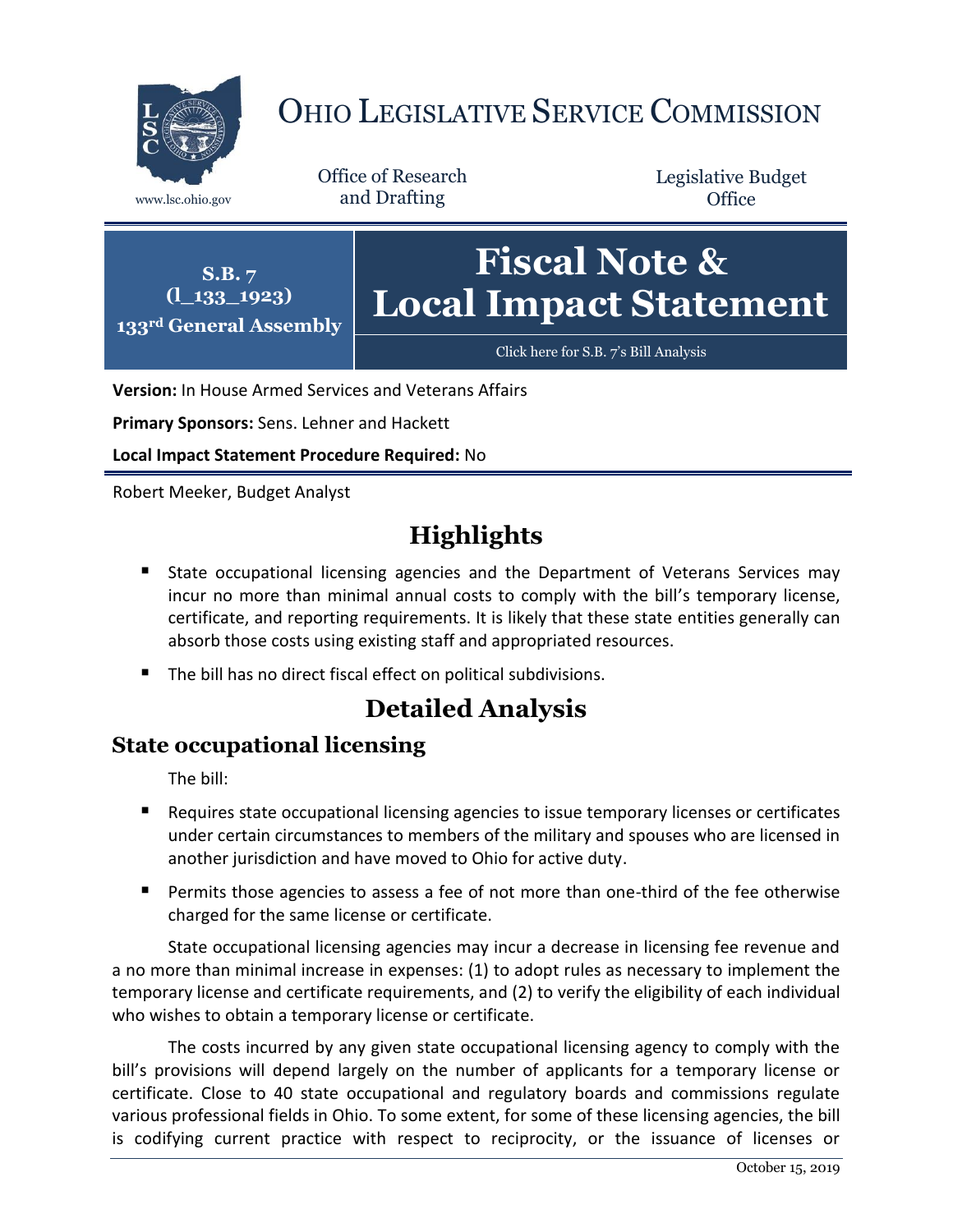# OHIO LEGISLATIVE SERVICE COMMISSION

www.lsc.ohio.gov

Office of Research and Drafting

Legislative Budget Office

**S.B. 7**
**(l_133_1923)**
**133rd General Assembly**

# Fiscal Note & Local Impact Statement

Click here for S.B. 7's Bill Analysis

**Version:** In House Armed Services and Veterans Affairs

**Primary Sponsors:** Sens. Lehner and Hackett

**Local Impact Statement Procedure Required:** No

Robert Meeker, Budget Analyst

## Highlights

- State occupational licensing agencies and the Department of Veterans Services may incur no more than minimal annual costs to comply with the bill's temporary license, certificate, and reporting requirements. It is likely that these state entities generally can absorb those costs using existing staff and appropriated resources.
- The bill has no direct fiscal effect on political subdivisions.

## Detailed Analysis

### State occupational licensing

The bill:

- Requires state occupational licensing agencies to issue temporary licenses or certificates under certain circumstances to members of the military and spouses who are licensed in another jurisdiction and have moved to Ohio for active duty.
- Permits those agencies to assess a fee of not more than one-third of the fee otherwise charged for the same license or certificate.

State occupational licensing agencies may incur a decrease in licensing fee revenue and a no more than minimal increase in expenses: (1) to adopt rules as necessary to implement the temporary license and certificate requirements, and (2) to verify the eligibility of each individual who wishes to obtain a temporary license or certificate.

The costs incurred by any given state occupational licensing agency to comply with the bill's provisions will depend largely on the number of applicants for a temporary license or certificate. Close to 40 state occupational and regulatory boards and commissions regulate various professional fields in Ohio. To some extent, for some of these licensing agencies, the bill is codifying current practice with respect to reciprocity, or the issuance of licenses or

October 15, 2019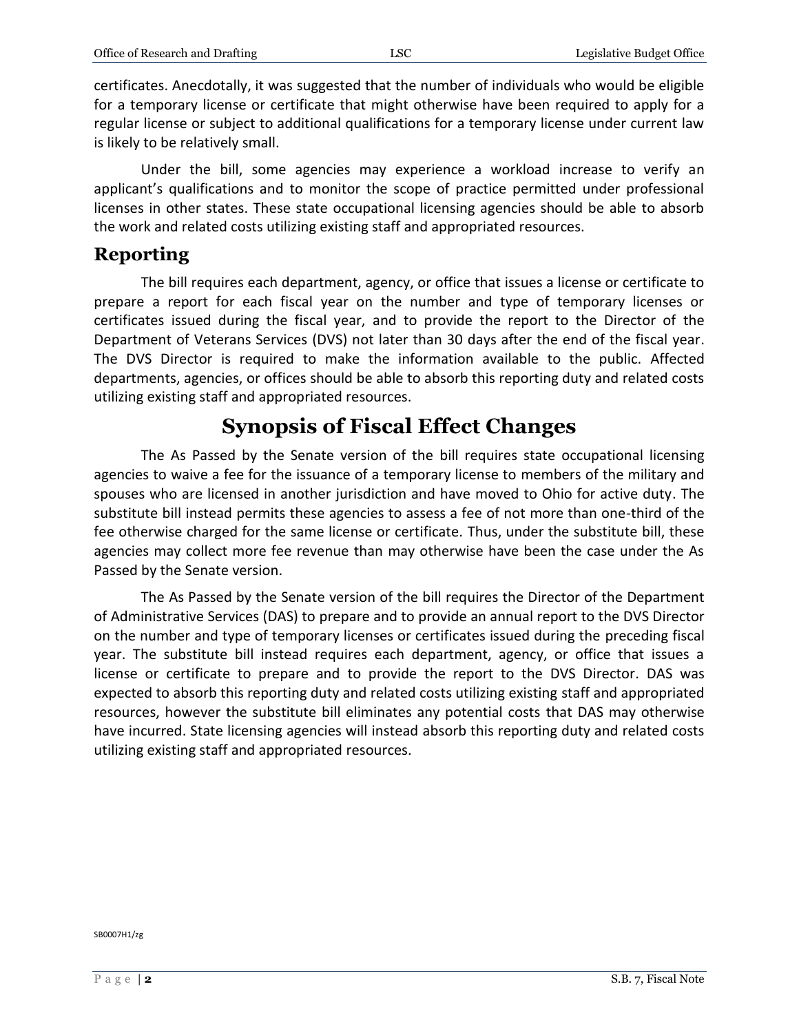certificates. Anecdotally, it was suggested that the number of individuals who would be eligible for a temporary license or certificate that might otherwise have been required to apply for a regular license or subject to additional qualifications for a temporary license under current law is likely to be relatively small.

Under the bill, some agencies may experience a workload increase to verify an applicant's qualifications and to monitor the scope of practice permitted under professional licenses in other states. These state occupational licensing agencies should be able to absorb the work and related costs utilizing existing staff and appropriated resources.

## Reporting

The bill requires each department, agency, or office that issues a license or certificate to prepare a report for each fiscal year on the number and type of temporary licenses or certificates issued during the fiscal year, and to provide the report to the Director of the Department of Veterans Services (DVS) not later than 30 days after the end of the fiscal year. The DVS Director is required to make the information available to the public. Affected departments, agencies, or offices should be able to absorb this reporting duty and related costs utilizing existing staff and appropriated resources.

# Synopsis of Fiscal Effect Changes

The As Passed by the Senate version of the bill requires state occupational licensing agencies to waive a fee for the issuance of a temporary license to members of the military and spouses who are licensed in another jurisdiction and have moved to Ohio for active duty. The substitute bill instead permits these agencies to assess a fee of not more than one-third of the fee otherwise charged for the same license or certificate. Thus, under the substitute bill, these agencies may collect more fee revenue than may otherwise have been the case under the As Passed by the Senate version.

The As Passed by the Senate version of the bill requires the Director of the Department of Administrative Services (DAS) to prepare and to provide an annual report to the DVS Director on the number and type of temporary licenses or certificates issued during the preceding fiscal year. The substitute bill instead requires each department, agency, or office that issues a license or certificate to prepare and to provide the report to the DVS Director. DAS was expected to absorb this reporting duty and related costs utilizing existing staff and appropriated resources, however the substitute bill eliminates any potential costs that DAS may otherwise have incurred. State licensing agencies will instead absorb this reporting duty and related costs utilizing existing staff and appropriated resources.

SB0007H1/zg